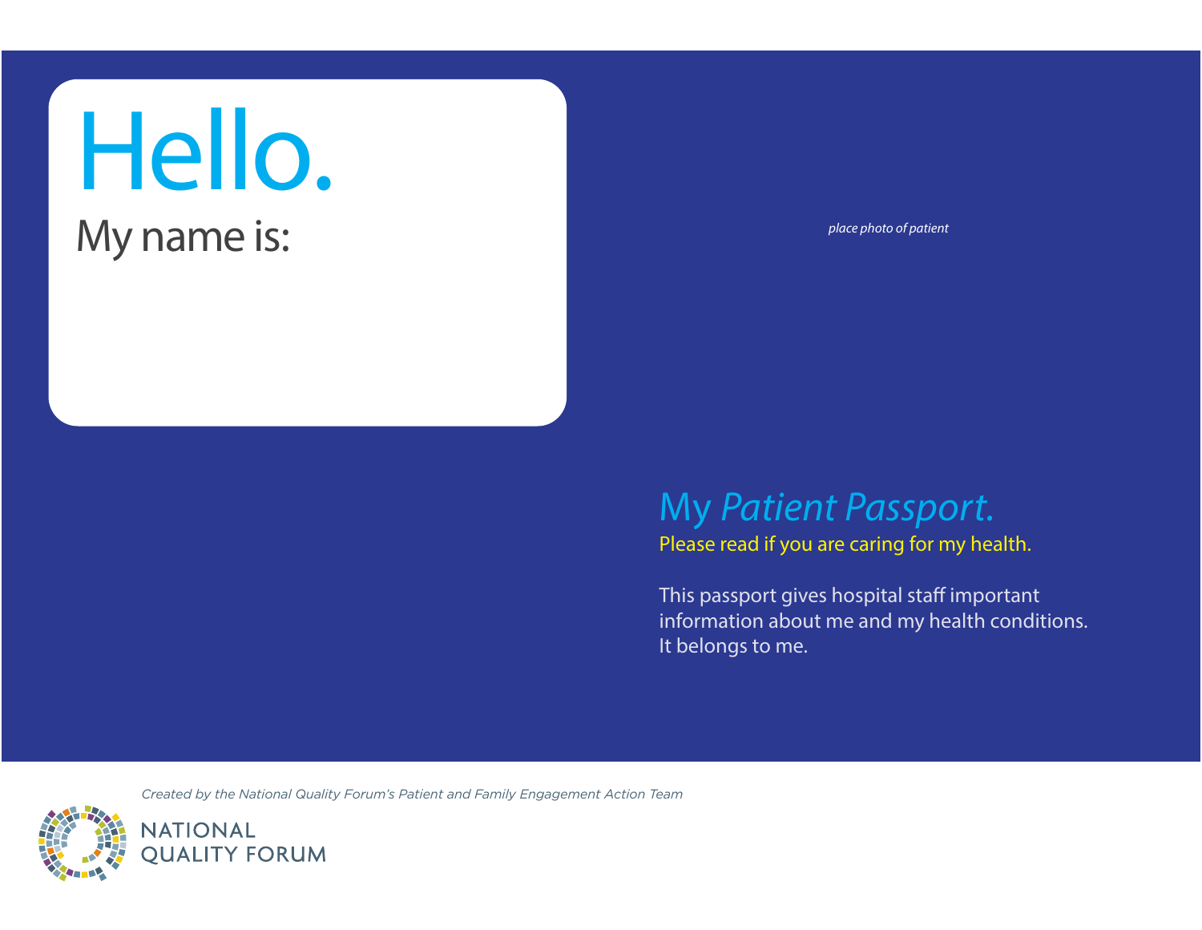# Hello.

My name is:

*place photo of patient*

## My *Patient Passport.*

Please read if you are caring for my health.

This passport gives hospital staff important information about me and my health conditions. It belongs to me.

*Created by the National Quality Forum's Patient and Family Engagement Action Team*

NATIONAL QUALITY FORUM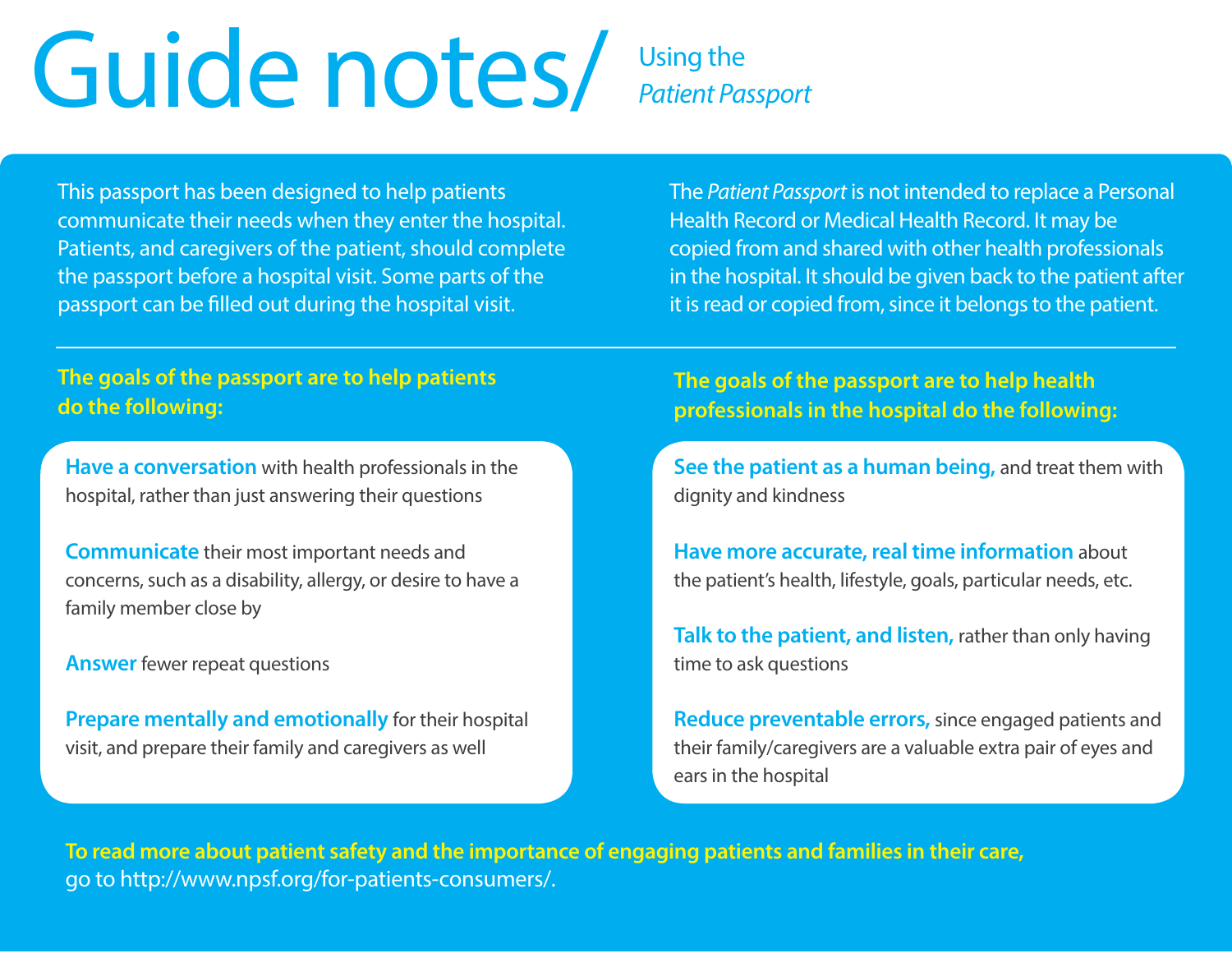# Guide notes/ Using the *Patient Passport*

This passport has been designed to help patients communicate their needs when they enter the hospital. Patients, and caregivers of the patient, should complete the passport before a hospital visit. Some parts of the passport can be filled out during the hospital visit.

The *Patient Passport* is not intended to replace a Personal Health Record or Medical Health Record. It may be copied from and shared with other health professionals in the hospital. It should be given back to the patient after it is read or copied from, since it belongs to the patient.

---

## The goals of the passport are to help patients do the following:

**Have a conversation** with health professionals in the hospital, rather than just answering their questions

**Communicate** their most important needs and concerns, such as a disability, allergy, or desire to have a family member close by

**Answer** fewer repeat questions

**Prepare mentally and emotionally** for their hospital visit, and prepare their family and caregivers as well

## The goals of the passport are to help health professionals in the hospital do the following:

**See the patient as a human being,** and treat them with dignity and kindness

**Have more accurate, real time information** about the patient's health, lifestyle, goals, particular needs, etc.

**Talk to the patient, and listen,** rather than only having time to ask questions

**Reduce preventable errors,** since engaged patients and their family/caregivers are a valuable extra pair of eyes and ears in the hospital

**To read more about patient safety and the importance of engaging patients and families in their care,** go to http://www.npsf.org/for-patients-consumers/.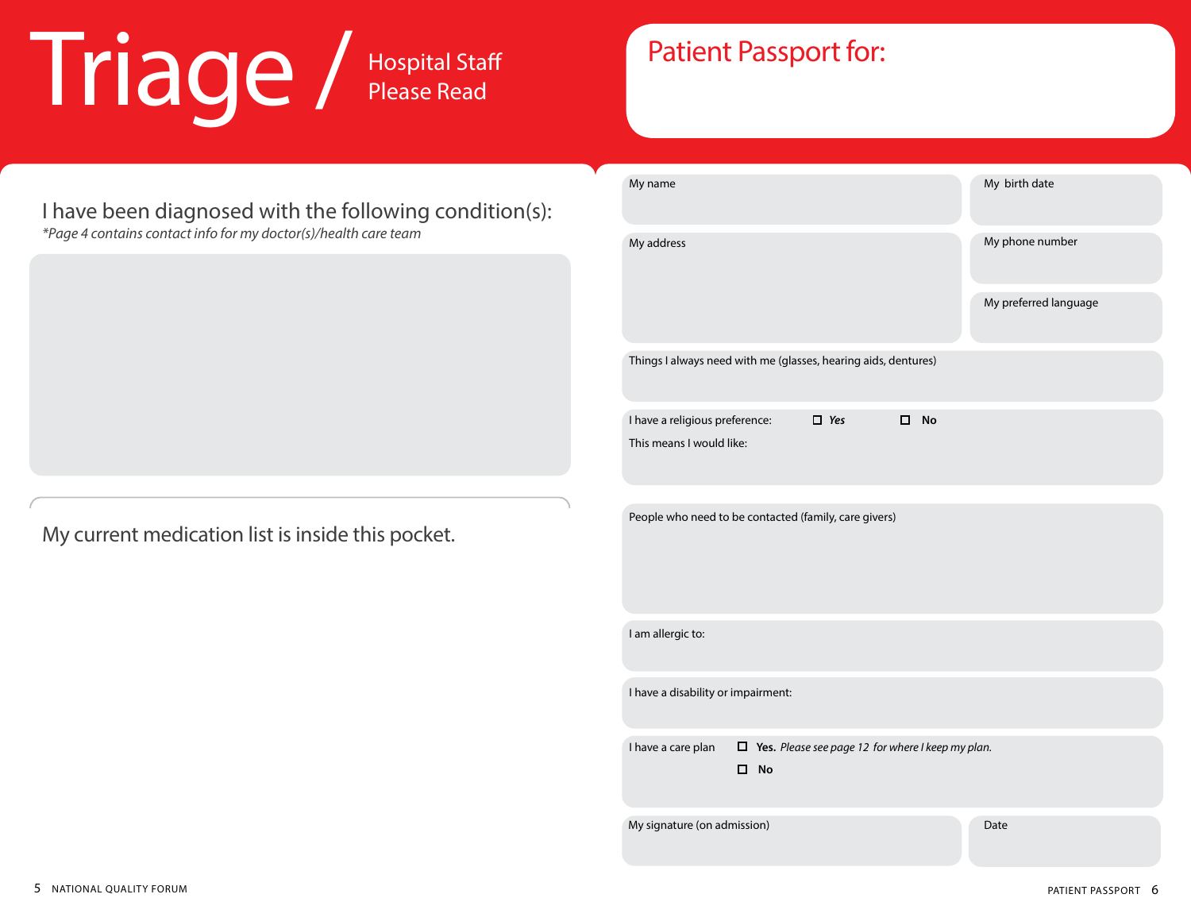# Triage / Hospital Staff Please Read

I have been diagnosed with the following condition(s):

*\*Page 4 contains contact info for my doctor(s)/health care team*

My current medication list is inside this pocket.

## Patient Passport for:

My name

My birth date

My address

My phone number

My preferred language

Things I always need with me (glasses, hearing aids, dentures)

I have a religious preference: ☐ ***Yes*** ☐ **No**

This means I would like:

People who need to be contacted (family, care givers)

I am allergic to:

I have a disability or impairment:

I have a care plan ☐ **Yes.** *Please see page 12 for where I keep my plan.*
☐ **No**

My signature (on admission)

Date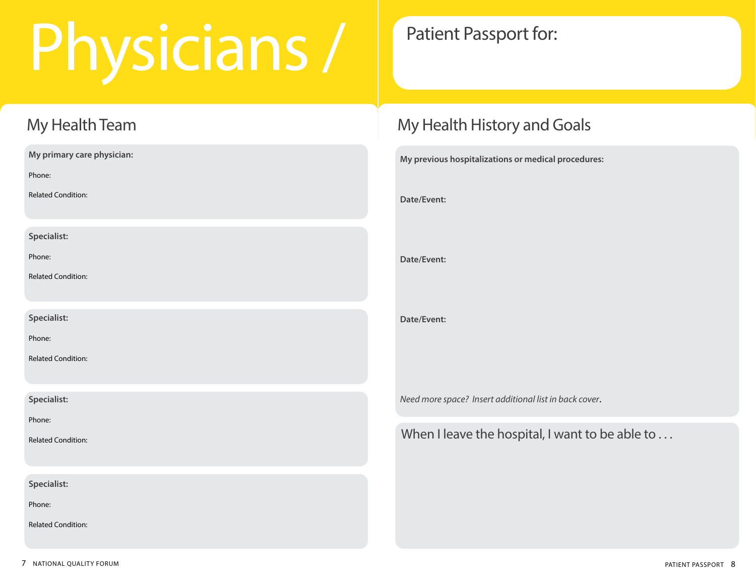# Physicians /

## My Health Team

**My primary care physician:**

Phone:

Related Condition:

**Specialist:**

Phone:

Related Condition:

**Specialist:**

Phone:

Related Condition:

**Specialist:**

Phone:

Related Condition:

**Specialist:**

Phone:

Related Condition:

Patient Passport for:

## My Health History and Goals

**My previous hospitalizations or medical procedures:**

**Date/Event:**

**Date/Event:**

**Date/Event:**

*Need more space? Insert additional list in back cover*.

When I leave the hospital, I want to be able to . . .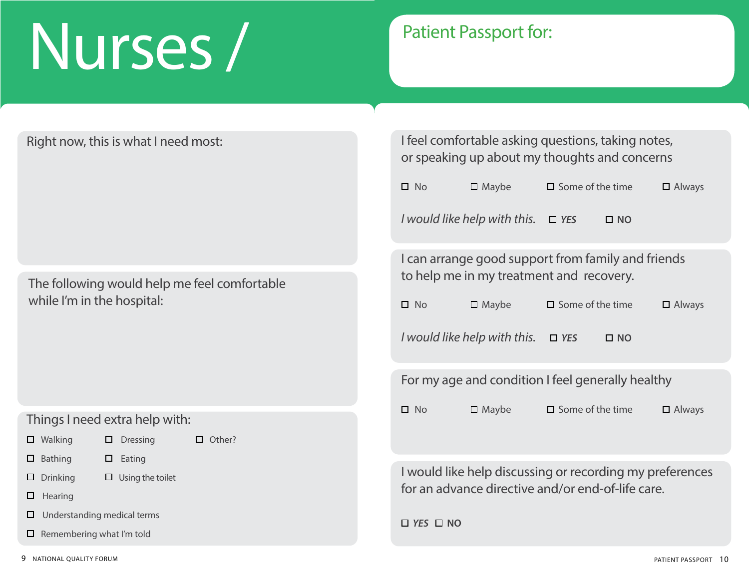# Nurses /

## Patient Passport for:

**Right now, this is what I need most:**

**The following would help me feel comfortable while I'm in the hospital:**

**Things I need extra help with:**

- ☐ Walking
- ☐ Dressing
- ☐ Other?
- ☐ Bathing
- ☐ Eating
- ☐ Drinking
- ☐ Using the toilet
- ☐ Hearing
- ☐ Understanding medical terms
- ☐ Remembering what I'm told

**I feel comfortable asking questions, taking notes, or speaking up about my thoughts and concerns**

☐ No ☐ Maybe ☐ Some of the time ☐ Always

*I would like help with this.* ☐ ***YES*** ☐ **NO**

**I can arrange good support from family and friends to help me in my treatment and recovery.**

☐ No ☐ Maybe ☐ Some of the time ☐ Always

*I would like help with this.* ☐ ***YES*** ☐ **NO**

**For my age and condition I feel generally healthy**

☐ No ☐ Maybe ☐ Some of the time ☐ Always

**I would like help discussing or recording my preferences for an advance directive and/or end-of-life care.**

☐ ***YES*** ☐ **NO**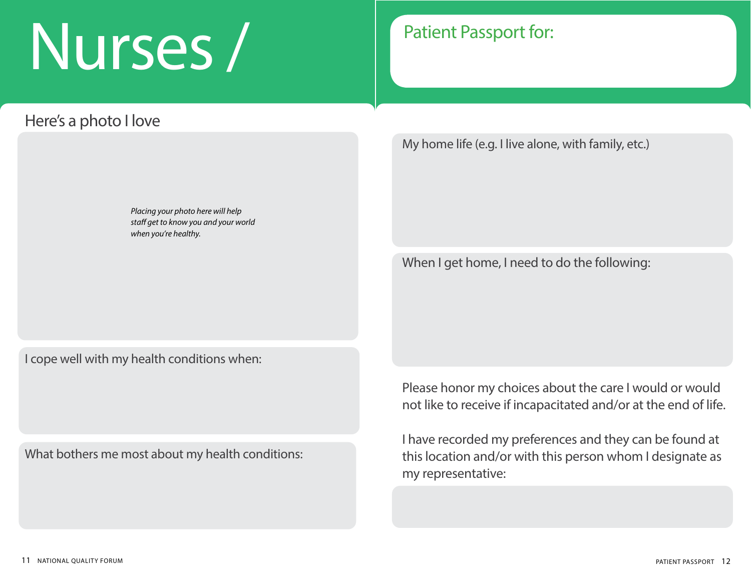# Nurses /

## Patient Passport for:

Here's a photo I love

*Placing your photo here will help staff get to know you and your world when you're healthy.*

I cope well with my health conditions when:

What bothers me most about my health conditions:

My home life (e.g. I live alone, with family, etc.)

When I get home, I need to do the following:

Please honor my choices about the care I would or would not like to receive if incapacitated and/or at the end of life.

I have recorded my preferences and they can be found at this location and/or with this person whom I designate as my representative: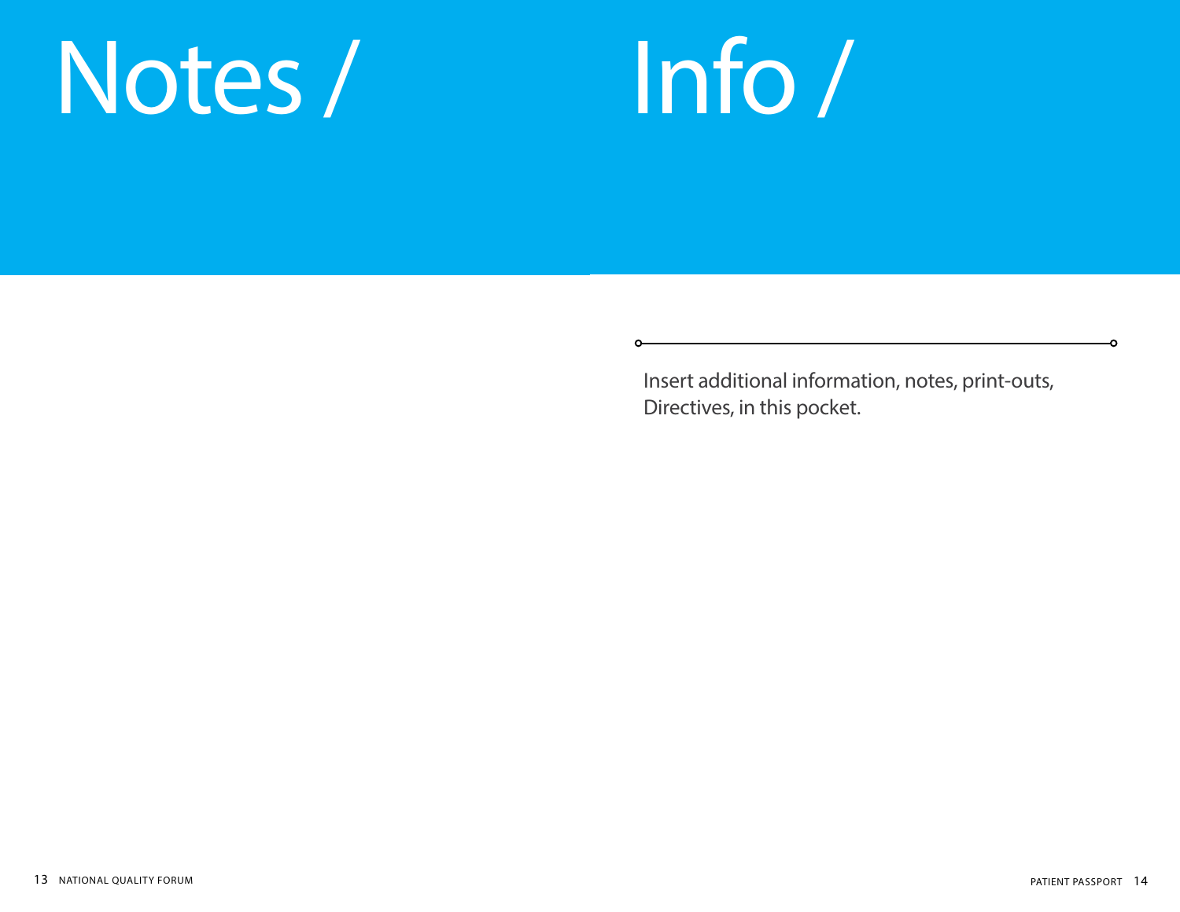# Notes /

# Info /

Insert additional information, notes, print-outs, Directives, in this pocket.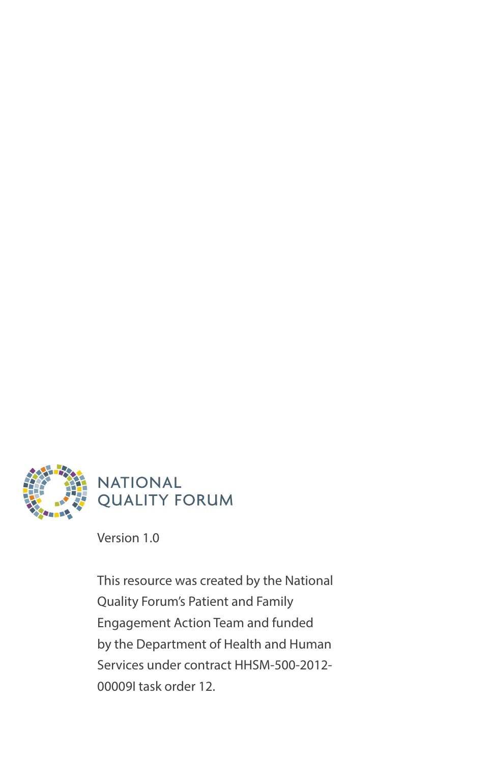NATIONAL
QUALITY FORUM

Version 1.0

This resource was created by the National Quality Forum's Patient and Family Engagement Action Team and funded by the Department of Health and Human Services under contract HHSM-500-2012-00009I task order 12.